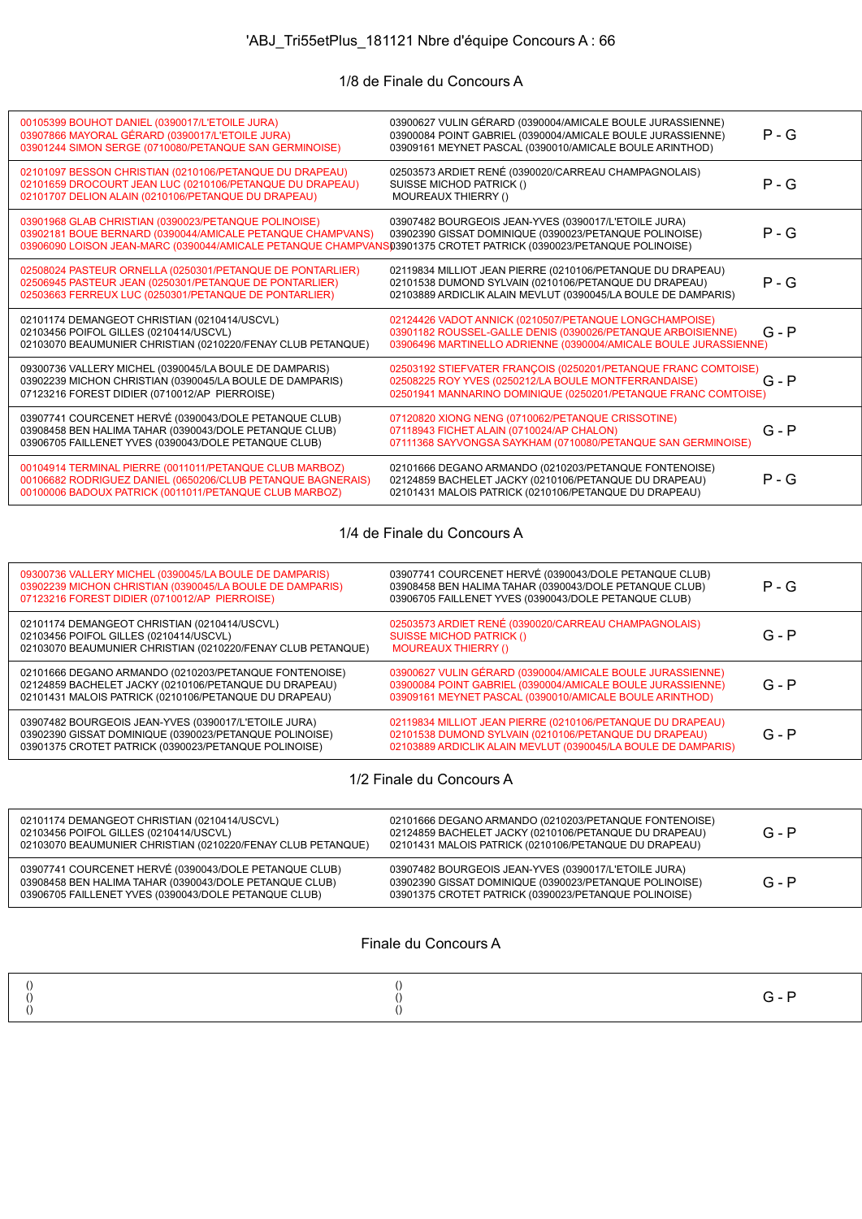# 'ABJ_Tri55etPlus_181121 Nbre d'équipe Concours A : 66

## 1/8 de Finale du Concours A

| Équipe 1 | Équipe 2 | Résultat |
|---|---|---|
| 00105399 BOUHOT DANIEL (0390017/L'ETOILE JURA)<br>03907866 MAYORAL GÉRARD (0390017/L'ETOILE JURA)<br>03901244 SIMON SERGE (0710080/PETANQUE SAN GERMINOISE) | 03900627 VULIN GÉRARD (0390004/AMICALE BOULE JURASSIENNE)<br>03900084 POINT GABRIEL (0390004/AMICALE BOULE JURASSIENNE)<br>03909161 MEYNET PASCAL (0390010/AMICALE BOULE ARINTHOD) | P - G |
| 02101097 BESSON CHRISTIAN (0210106/PETANQUE DU DRAPEAU)<br>02101659 DROCOURT JEAN LUC (0210106/PETANQUE DU DRAPEAU)<br>02101707 DELION ALAIN (0210106/PETANQUE DU DRAPEAU) | 02503573 ARDIET RENÉ (0390020/CARREAU CHAMPAGNOLAIS)<br>SUISSE MICHOD PATRICK ()<br>MOUREAUX THIERRY () | P - G |
| 03901968 GLAB CHRISTIAN (0390023/PETANQUE POLINOISE)<br>03902181 BOUE BERNARD (0390044/AMICALE PETANQUE CHAMPVANS)<br>03906090 LOISON JEAN-MARC (0390044/AMICALE PETANQUE CHAMPVANS) | 03907482 BOURGEOIS JEAN-YVES (0390017/L'ETOILE JURA)<br>03902390 GISSAT DOMINIQUE (0390023/PETANQUE POLINOISE)<br>03901375 CROTET PATRICK (0390023/PETANQUE POLINOISE) | P - G |
| 02508024 PASTEUR ORNELLA (0250301/PETANQUE DE PONTARLIER)<br>02506945 PASTEUR JEAN (0250301/PETANQUE DE PONTARLIER)<br>02503663 FERREUX LUC (0250301/PETANQUE DE PONTARLIER) | 02119834 MILLIOT JEAN PIERRE (0210106/PETANQUE DU DRAPEAU)<br>02101538 DUMOND SYLVAIN (0210106/PETANQUE DU DRAPEAU)<br>02103889 ARDICLIK ALAIN MEVLUT (0390045/LA BOULE DE DAMPARIS) | P - G |
| 02101174 DEMANGEOT CHRISTIAN (0210414/USCVL)<br>02103456 POIFOL GILLES (0210414/USCVL)<br>02103070 BEAUMUNIER CHRISTIAN (0210220/FENAY CLUB PETANQUE) | 02124426 VADOT ANNICK (0210507/PETANQUE LONGCHAMPOISE)<br>03901182 ROUSSEL-GALLE DENIS (0390026/PETANQUE ARBOISIENNE)<br>03906496 MARTINELLO ADRIENNE (0390004/AMICALE BOULE JURASSIENNE) | G - P |
| 09300736 VALLERY MICHEL (0390045/LA BOULE DE DAMPARIS)<br>03902239 MICHON CHRISTIAN (0390045/LA BOULE DE DAMPARIS)<br>07123216 FOREST DIDIER (0710012/AP PIERROISE) | 02503192 STIEFVATER FRANÇOIS (0250201/PETANQUE FRANC COMTOISE)<br>02508225 ROY YVES (0250212/LA BOULE MONTFERRANDAISE)<br>02501941 MANNARINO DOMINIQUE (0250201/PETANQUE FRANC COMTOISE) | G - P |
| 03907741 COURCENET HERVÉ (0390043/DOLE PETANQUE CLUB)<br>03908458 BEN HALIMA TAHAR (0390043/DOLE PETANQUE CLUB)<br>03906705 FAILLENET YVES (0390043/DOLE PETANQUE CLUB) | 07120820 XIONG NENG (0710062/PETANQUE CRISSOTINE)<br>07118943 FICHET ALAIN (0710024/AP CHALON)<br>07111368 SAYVONGSA SAYKHAM (0710080/PETANQUE SAN GERMINOISE) | G - P |
| 00104914 TERMINAL PIERRE (0011011/PETANQUE CLUB MARBOZ)<br>00106682 RODRIGUEZ DANIEL (0650206/CLUB PETANQUE BAGNERAIS)<br>00100006 BADOUX PATRICK (0011011/PETANQUE CLUB MARBOZ) | 02101666 DEGANO ARMANDO (0210203/PETANQUE FONTENOISE)<br>02124859 BACHELET JACKY (0210106/PETANQUE DU DRAPEAU)<br>02101431 MALOIS PATRICK (0210106/PETANQUE DU DRAPEAU) | P - G |

## 1/4 de Finale du Concours A

| Équipe 1 | Équipe 2 | Résultat |
|---|---|---|
| 09300736 VALLERY MICHEL (0390045/LA BOULE DE DAMPARIS)<br>03902239 MICHON CHRISTIAN (0390045/LA BOULE DE DAMPARIS)<br>07123216 FOREST DIDIER (0710012/AP PIERROISE) | 03907741 COURCENET HERVÉ (0390043/DOLE PETANQUE CLUB)<br>03908458 BEN HALIMA TAHAR (0390043/DOLE PETANQUE CLUB)<br>03906705 FAILLENET YVES (0390043/DOLE PETANQUE CLUB) | P - G |
| 02101174 DEMANGEOT CHRISTIAN (0210414/USCVL)<br>02103456 POIFOL GILLES (0210414/USCVL)<br>02103070 BEAUMUNIER CHRISTIAN (0210220/FENAY CLUB PETANQUE) | 02503573 ARDIET RENÉ (0390020/CARREAU CHAMPAGNOLAIS)<br>SUISSE MICHOD PATRICK ()<br>MOUREAUX THIERRY () | G - P |
| 02101666 DEGANO ARMANDO (0210203/PETANQUE FONTENOISE)<br>02124859 BACHELET JACKY (0210106/PETANQUE DU DRAPEAU)<br>02101431 MALOIS PATRICK (0210106/PETANQUE DU DRAPEAU) | 03900627 VULIN GÉRARD (0390004/AMICALE BOULE JURASSIENNE)<br>03900084 POINT GABRIEL (0390004/AMICALE BOULE JURASSIENNE)<br>03909161 MEYNET PASCAL (0390010/AMICALE BOULE ARINTHOD) | G - P |
| 03907482 BOURGEOIS JEAN-YVES (0390017/L'ETOILE JURA)<br>03902390 GISSAT DOMINIQUE (0390023/PETANQUE POLINOISE)<br>03901375 CROTET PATRICK (0390023/PETANQUE POLINOISE) | 02119834 MILLIOT JEAN PIERRE (0210106/PETANQUE DU DRAPEAU)<br>02101538 DUMOND SYLVAIN (0210106/PETANQUE DU DRAPEAU)<br>02103889 ARDICLIK ALAIN MEVLUT (0390045/LA BOULE DE DAMPARIS) | G - P |

## 1/2 Finale du Concours A

| Équipe 1 | Équipe 2 | Résultat |
|---|---|---|
| 02101174 DEMANGEOT CHRISTIAN (0210414/USCVL)<br>02103456 POIFOL GILLES (0210414/USCVL)<br>02103070 BEAUMUNIER CHRISTIAN (0210220/FENAY CLUB PETANQUE) | 02101666 DEGANO ARMANDO (0210203/PETANQUE FONTENOISE)<br>02124859 BACHELET JACKY (0210106/PETANQUE DU DRAPEAU)<br>02101431 MALOIS PATRICK (0210106/PETANQUE DU DRAPEAU) | G - P |
| 03907741 COURCENET HERVÉ (0390043/DOLE PETANQUE CLUB)<br>03908458 BEN HALIMA TAHAR (0390043/DOLE PETANQUE CLUB)<br>03906705 FAILLENET YVES (0390043/DOLE PETANQUE CLUB) | 03907482 BOURGEOIS JEAN-YVES (0390017/L'ETOILE JURA)<br>03902390 GISSAT DOMINIQUE (0390023/PETANQUE POLINOISE)<br>03901375 CROTET PATRICK (0390023/PETANQUE POLINOISE) | G - P |

## Finale du Concours A

| Équipe 1 | Équipe 2 | Résultat |
|---|---|---|
| ()<br>()<br>() | ()<br>()<br>() | G - P |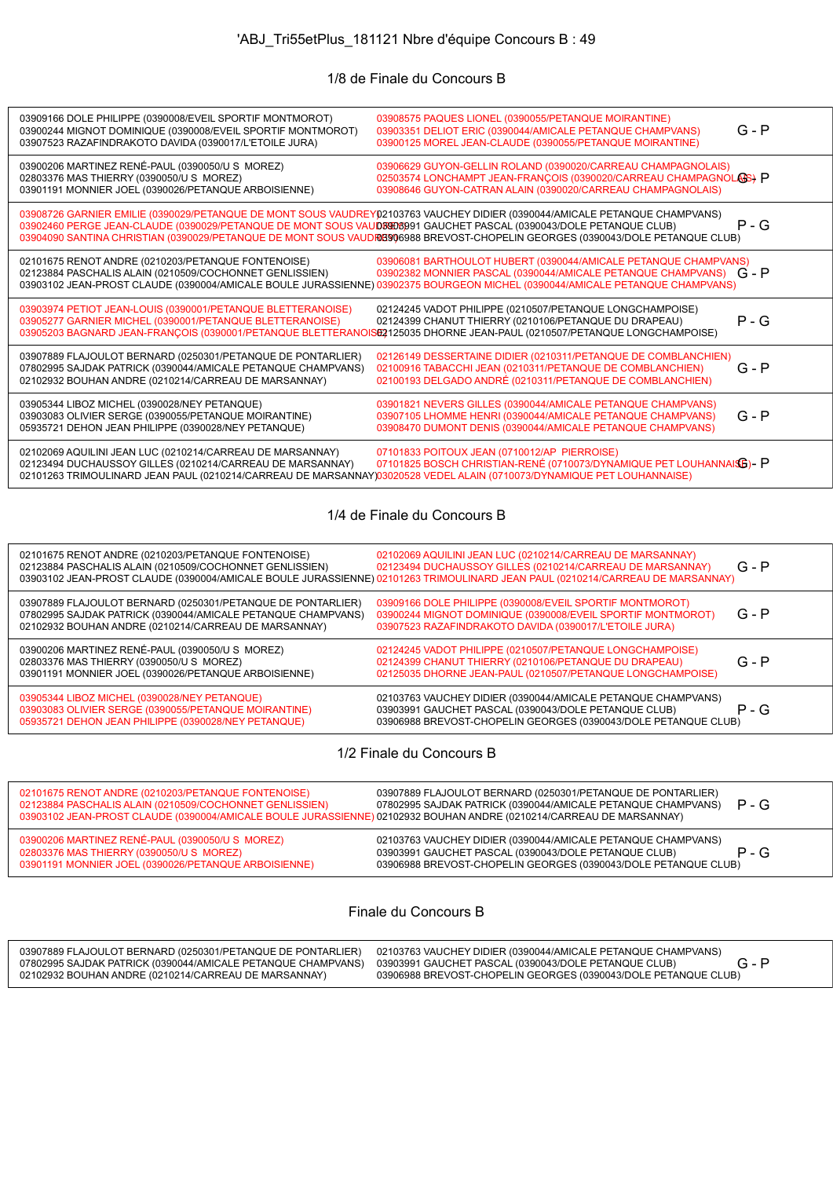'ABJ_Tri55etPlus_181121 Nbre d'équipe Concours B : 49

## 1/8 de Finale du Concours B

| Équipe 1 | Équipe 2 | Résultat |
|---|---|---|
| 03909166 DOLE PHILIPPE (0390008/EVEIL SPORTIF MONTMOROT)<br>03900244 MIGNOT DOMINIQUE (0390008/EVEIL SPORTIF MONTMOROT)<br>03907523 RAZAFINDRAKOTO DAVIDA (0390017/L'ETOILE JURA) | 03908575 PAQUES LIONEL (0390055/PETANQUE MOIRANTINE)<br>03903351 DELIOT ERIC (0390044/AMICALE PETANQUE CHAMPVANS)<br>03900125 MOREL JEAN-CLAUDE (0390055/PETANQUE MOIRANTINE) | G - P |
| 03900206 MARTINEZ RENÉ-PAUL (0390050/U S MOREZ)<br>02803376 MAS THIERRY (0390050/U S MOREZ)<br>03901191 MONNIER JOEL (0390026/PETANQUE ARBOISIENNE) | 03906629 GUYON-GELLIN ROLAND (0390020/CARREAU CHAMPAGNOLAIS)<br>02503574 LONCHAMPT JEAN-FRANÇOIS (0390020/CARREAU CHAMPAGNOLAIS)<br>03908646 GUYON-CATRAN ALAIN (0390020/CARREAU CHAMPAGNOLAIS) | G - P |
| 03908726 GARNIER EMILIE (0390029/PETANQUE DE MONT SOUS VAUDREY)<br>03902460 PERGE JEAN-CLAUDE (0390029/PETANQUE DE MONT SOUS VAUDREY)<br>03904090 SANTINA CHRISTIAN (0390029/PETANQUE DE MONT SOUS VAUDREY) | 02103763 VAUCHEY DIDIER (0390044/AMICALE PETANQUE CHAMPVANS)<br>03903991 GAUCHET PASCAL (0390043/DOLE PETANQUE CLUB)<br>03906988 BREVOST-CHOPELIN GEORGES (0390043/DOLE PETANQUE CLUB) | P - G |
| 02101675 RENOT ANDRE (0210203/PETANQUE FONTENOISE)<br>02123884 PASCHALIS ALAIN (0210509/COCHONNET GENLISSIEN)<br>03903102 JEAN-PROST CLAUDE (0390004/AMICALE BOULE JURASSIENNE) | 03906081 BARTHOULOT HUBERT (0390044/AMICALE PETANQUE CHAMPVANS)<br>03902382 MONNIER PASCAL (0390044/AMICALE PETANQUE CHAMPVANS)<br>03902375 BOURGEON MICHEL (0390044/AMICALE PETANQUE CHAMPVANS) | G - P |
| 03903974 PETIOT JEAN-LOUIS (0390001/PETANQUE BLETTERANOISE)<br>03905277 GARNIER MICHEL (0390001/PETANQUE BLETTERANOISE)<br>03905203 BAGNARD JEAN-FRANÇOIS (0390001/PETANQUE BLETTERANOISE) | 02124245 VADOT PHILIPPE (0210507/PETANQUE LONGCHAMPOISE)<br>02124399 CHANUT THIERRY (0210106/PETANQUE DU DRAPEAU)<br>02125035 DHORNE JEAN-PAUL (0210507/PETANQUE LONGCHAMPOISE) | P - G |
| 03907889 FLAJOULOT BERNARD (0250301/PETANQUE DE PONTARLIER)<br>07802995 SAJDAK PATRICK (0390044/AMICALE PETANQUE CHAMPVANS)<br>02102932 BOUHAN ANDRE (0210214/CARREAU DE MARSANNAY) | 02126149 DESSERTAINE DIDIER (0210311/PETANQUE DE COMBLANCHIEN)<br>02100916 TABACCHI JEAN (0210311/PETANQUE DE COMBLANCHIEN)<br>02100193 DELGADO ANDRÉ (0210311/PETANQUE DE COMBLANCHIEN) | G - P |
| 03905344 LIBOZ MICHEL (0390028/NEY PETANQUE)<br>03903083 OLIVIER SERGE (0390055/PETANQUE MOIRANTINE)<br>05935721 DEHON JEAN PHILIPPE (0390028/NEY PETANQUE) | 03901821 NEVERS GILLES (0390044/AMICALE PETANQUE CHAMPVANS)<br>03907105 LHOMME HENRI (0390044/AMICALE PETANQUE CHAMPVANS)<br>03908470 DUMONT DENIS (0390044/AMICALE PETANQUE CHAMPVANS) | G - P |
| 02102069 AQUILINI JEAN LUC (0210214/CARREAU DE MARSANNAY)<br>02123494 DUCHAUSSOY GILLES (0210214/CARREAU DE MARSANNAY)<br>02101263 TRIMOULINARD JEAN PAUL (0210214/CARREAU DE MARSANNAY) | 07101833 POITOUX JEAN (0710012/AP PIERROISE)<br>07101825 BOSCH CHRISTIAN-RENÉ (0710073/DYNAMIQUE PET LOUHANNAISE)<br>03020528 VEDEL ALAIN (0710073/DYNAMIQUE PET LOUHANNAISE) | G - P |

## 1/4 de Finale du Concours B

| Équipe 1 | Équipe 2 | Résultat |
|---|---|---|
| 02101675 RENOT ANDRE (0210203/PETANQUE FONTENOISE)<br>02123884 PASCHALIS ALAIN (0210509/COCHONNET GENLISSIEN)<br>03903102 JEAN-PROST CLAUDE (0390004/AMICALE BOULE JURASSIENNE) | 02102069 AQUILINI JEAN LUC (0210214/CARREAU DE MARSANNAY)<br>02123494 DUCHAUSSOY GILLES (0210214/CARREAU DE MARSANNAY)<br>02101263 TRIMOULINARD JEAN PAUL (0210214/CARREAU DE MARSANNAY) | G - P |
| 03907889 FLAJOULOT BERNARD (0250301/PETANQUE DE PONTARLIER)<br>07802995 SAJDAK PATRICK (0390044/AMICALE PETANQUE CHAMPVANS)<br>02102932 BOUHAN ANDRE (0210214/CARREAU DE MARSANNAY) | 03909166 DOLE PHILIPPE (0390008/EVEIL SPORTIF MONTMOROT)<br>03900244 MIGNOT DOMINIQUE (0390008/EVEIL SPORTIF MONTMOROT)<br>03907523 RAZAFINDRAKOTO DAVIDA (0390017/L'ETOILE JURA) | G - P |
| 03900206 MARTINEZ RENÉ-PAUL (0390050/U S MOREZ)<br>02803376 MAS THIERRY (0390050/U S MOREZ)<br>03901191 MONNIER JOEL (0390026/PETANQUE ARBOISIENNE) | 02124245 VADOT PHILIPPE (0210507/PETANQUE LONGCHAMPOISE)<br>02124399 CHANUT THIERRY (0210106/PETANQUE DU DRAPEAU)<br>02125035 DHORNE JEAN-PAUL (0210507/PETANQUE LONGCHAMPOISE) | G - P |
| 03905344 LIBOZ MICHEL (0390028/NEY PETANQUE)<br>03903083 OLIVIER SERGE (0390055/PETANQUE MOIRANTINE)<br>05935721 DEHON JEAN PHILIPPE (0390028/NEY PETANQUE) | 02103763 VAUCHEY DIDIER (0390044/AMICALE PETANQUE CHAMPVANS)<br>03903991 GAUCHET PASCAL (0390043/DOLE PETANQUE CLUB)<br>03906988 BREVOST-CHOPELIN GEORGES (0390043/DOLE PETANQUE CLUB) | P - G |

## 1/2 Finale du Concours B

| Équipe 1 | Équipe 2 | Résultat |
|---|---|---|
| 02101675 RENOT ANDRE (0210203/PETANQUE FONTENOISE)<br>02123884 PASCHALIS ALAIN (0210509/COCHONNET GENLISSIEN)<br>03903102 JEAN-PROST CLAUDE (0390004/AMICALE BOULE JURASSIENNE) | 03907889 FLAJOULOT BERNARD (0250301/PETANQUE DE PONTARLIER)<br>07802995 SAJDAK PATRICK (0390044/AMICALE PETANQUE CHAMPVANS)<br>02102932 BOUHAN ANDRE (0210214/CARREAU DE MARSANNAY) | P - G |
| 03900206 MARTINEZ RENÉ-PAUL (0390050/U S MOREZ)<br>02803376 MAS THIERRY (0390050/U S MOREZ)<br>03901191 MONNIER JOEL (0390026/PETANQUE ARBOISIENNE) | 02103763 VAUCHEY DIDIER (0390044/AMICALE PETANQUE CHAMPVANS)<br>03903991 GAUCHET PASCAL (0390043/DOLE PETANQUE CLUB)<br>03906988 BREVOST-CHOPELIN GEORGES (0390043/DOLE PETANQUE CLUB) | P - G |

## Finale du Concours B

| Équipe 1 | Équipe 2 | Résultat |
|---|---|---|
| 03907889 FLAJOULOT BERNARD (0250301/PETANQUE DE PONTARLIER)<br>07802995 SAJDAK PATRICK (0390044/AMICALE PETANQUE CHAMPVANS)<br>02102932 BOUHAN ANDRE (0210214/CARREAU DE MARSANNAY) | 02103763 VAUCHEY DIDIER (0390044/AMICALE PETANQUE CHAMPVANS)<br>03903991 GAUCHET PASCAL (0390043/DOLE PETANQUE CLUB)<br>03906988 BREVOST-CHOPELIN GEORGES (0390043/DOLE PETANQUE CLUB) | G - P |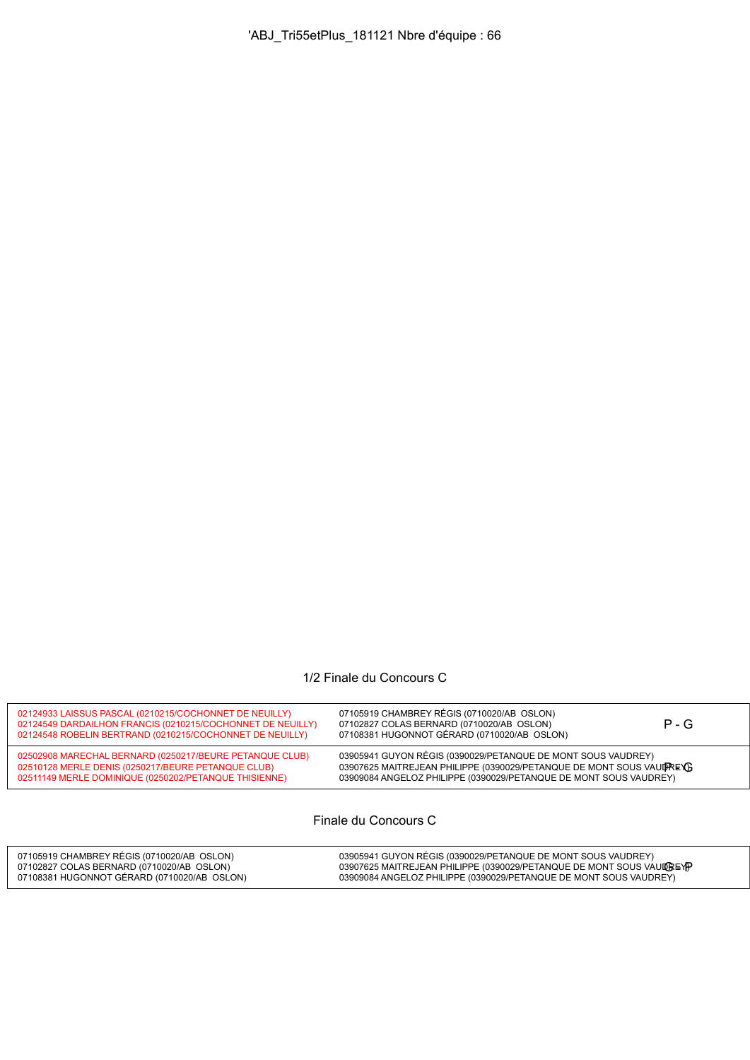'ABJ_Tri55etPlus_181121 Nbre d'équipe : 66

## 1/2 Finale du Concours C

| | | |
|---|---|---|
| 02124933 LAISSUS PASCAL (0210215/COCHONNET DE NEUILLY)<br>02124549 DARDAILHON FRANCIS (0210215/COCHONNET DE NEUILLY)<br>02124548 ROBELIN BERTRAND (0210215/COCHONNET DE NEUILLY) | 07105919 CHAMBREY RÉGIS (0710020/AB OSLON)<br>07102827 COLAS BERNARD (0710020/AB OSLON)<br>07108381 HUGONNOT GÉRARD (0710020/AB OSLON) | P - G |
| 02502908 MARECHAL BERNARD (0250217/BEURE PETANQUE CLUB)<br>02510128 MERLE DENIS (0250217/BEURE PETANQUE CLUB)<br>02511149 MERLE DOMINIQUE (0250202/PETANQUE THISIENNE) | 03905941 GUYON RÉGIS (0390029/PETANQUE DE MONT SOUS VAUDREY)<br>03907625 MAITREJEAN PHILIPPE (0390029/PETANQUE DE MONT SOUS VAUDREY)<br>03909084 ANGELOZ PHILIPPE (0390029/PETANQUE DE MONT SOUS VAUDREY) | P - G |

## Finale du Concours C

| | | |
|---|---|---|
| 07105919 CHAMBREY RÉGIS (0710020/AB OSLON)<br>07102827 COLAS BERNARD (0710020/AB OSLON)<br>07108381 HUGONNOT GÉRARD (0710020/AB OSLON) | 03905941 GUYON RÉGIS (0390029/PETANQUE DE MONT SOUS VAUDREY)<br>03907625 MAITREJEAN PHILIPPE (0390029/PETANQUE DE MONT SOUS VAUDREY)<br>03909084 ANGELOZ PHILIPPE (0390029/PETANQUE DE MONT SOUS VAUDREY) | G - P |